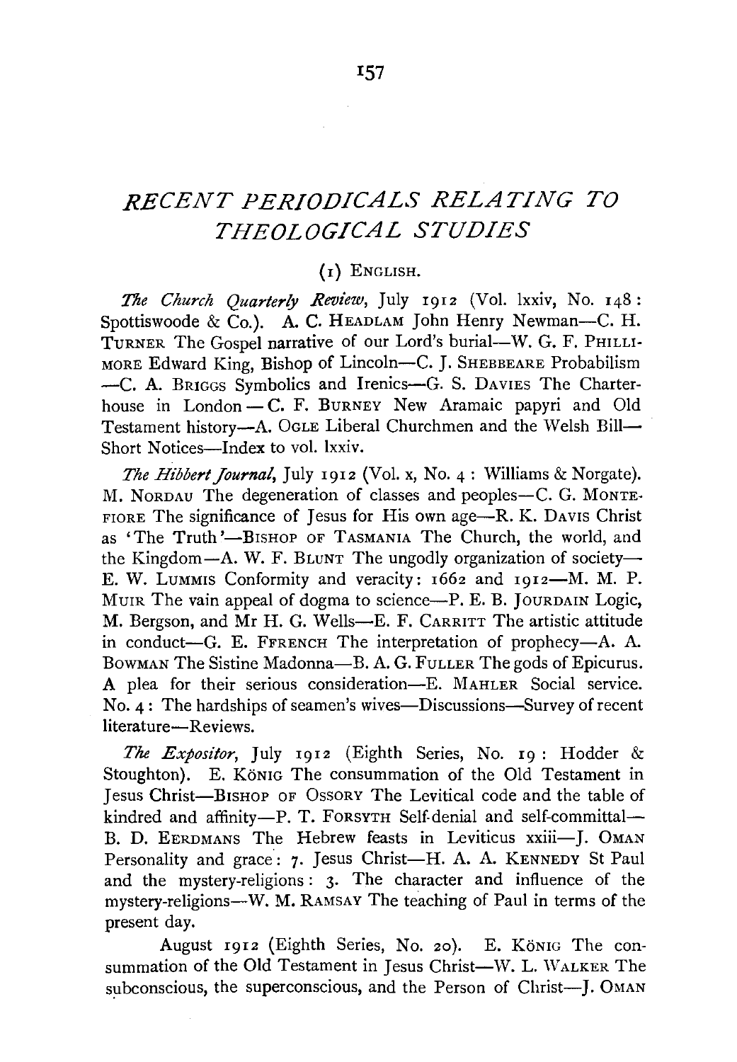# *RECENT PERIODICALS RELATING TO THEOLOGICAL STUDIES*

## (1) English.

*The Church Quarterly Review*, July 1912 (Vol. lxxiv, No. 148: Spottiswoode & Co.). A. C. Headlam John Henry Newman—C. H. Turner The Gospel narrative of our Lord's burial—W. G. F. Phillimore Edward King, Bishop of Lincoln—C. J. Shebbeare Probabilism—C. A. Briggs Symbolics and Irenics—G. S. Davies The Charterhouse in London—C. F. Burney New Aramaic papyri and Old Testament history—A. Ogle Liberal Churchmen and the Welsh Bill—Short Notices—Index to vol. lxxiv.

*The Hibbert Journal*, July 1912 (Vol. x, No. 4: Williams & Norgate). M. Nordau The degeneration of classes and peoples—C. G. Montefiore The significance of Jesus for His own age—R. K. Davis Christ as 'The Truth'—Bishop of Tasmania The Church, the world, and the Kingdom—A. W. F. Blunt The ungodly organization of society—E. W. Lummis Conformity and veracity: 1662 and 1912—M. M. P. Muir The vain appeal of dogma to science—P. E. B. Jourdain Logic, M. Bergson, and Mr H. G. Wells—E. F. Carritt The artistic attitude in conduct—G. E. Ffrench The interpretation of prophecy—A. A. Bowman The Sistine Madonna—B. A. G. Fuller The gods of Epicurus. A plea for their serious consideration—E. Mahler Social service. No. 4: The hardships of seamen's wives—Discussions—Survey of recent literature—Reviews.

*The Expositor*, July 1912 (Eighth Series, No. 19: Hodder & Stoughton). E. König The consummation of the Old Testament in Jesus Christ—Bishop of Ossory The Levitical code and the table of kindred and affinity—P. T. Forsyth Self-denial and self-committal—B. D. Eerdmans The Hebrew feasts in Leviticus xxiii—J. Oman Personality and grace: 7. Jesus Christ—H. A. A. Kennedy St Paul and the mystery-religions: 3. The character and influence of the mystery-religions—W. M. Ramsay The teaching of Paul in terms of the present day.

August 1912 (Eighth Series, No. 20). E. König The consummation of the Old Testament in Jesus Christ—W. L. Walker The subconscious, the superconscious, and the Person of Christ—J. Oman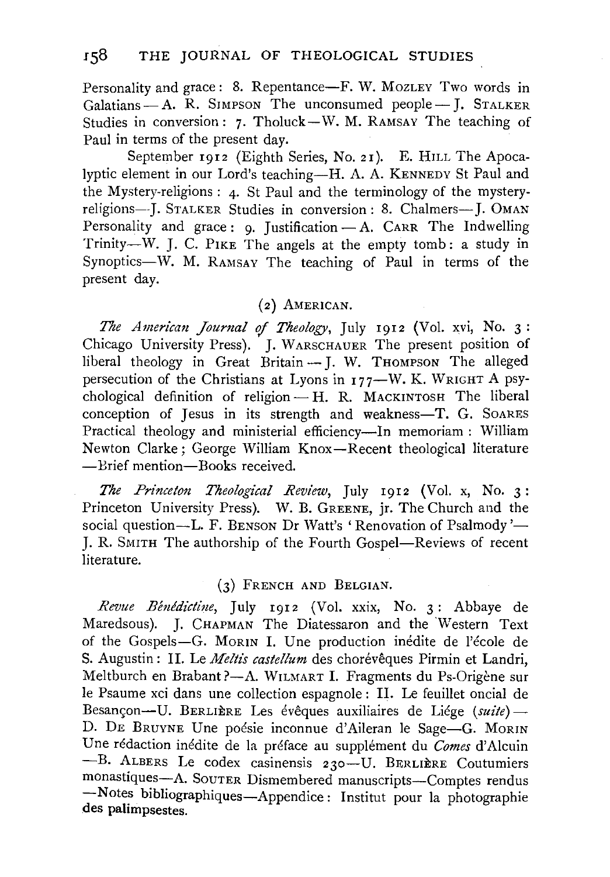Personality and grace: 8. Repentance—F. W. MOZLEY Two words in Galatians—A. R. SIMPSON The unconsumed people—J. STALKER Studies in conversion: 7. Tholuck—W. M. RAMSAY The teaching of Paul in terms of the present day.

September 1912 (Eighth Series, No. 21). E. HILL The Apocalyptic element in our Lord's teaching—H. A. A. KENNEDY St Paul and the Mystery-religions: 4. St Paul and the terminology of the mystery-religions—J. STALKER Studies in conversion: 8. Chalmers—J. OMAN Personality and grace: 9. Justification—A. CARR The Indwelling Trinity—W. J. C. PIKE The angels at the empty tomb: a study in Synoptics—W. M. RAMSAY The teaching of Paul in terms of the present day.

### (2) AMERICAN.

*The American Journal of Theology*, July 1912 (Vol. xvi, No. 3: Chicago University Press). J. WARSCHAUER The present position of liberal theology in Great Britain—J. W. THOMPSON The alleged persecution of the Christians at Lyons in 177—W. K. WRIGHT A psychological definition of religion—H. R. MACKINTOSH The liberal conception of Jesus in its strength and weakness—T. G. SOARES Practical theology and ministerial efficiency—In memoriam: William Newton Clarke; George William Knox—Recent theological literature—Brief mention—Books received.

*The Princeton Theological Review*, July 1912 (Vol. x, No. 3: Princeton University Press). W. B. GREENE, jr. The Church and the social question—L. F. BENSON Dr Watt's 'Renovation of Psalmody'—J. R. SMITH The authorship of the Fourth Gospel—Reviews of recent literature.

### (3) FRENCH AND BELGIAN.

*Revue Bénédictine*, July 1912 (Vol. xxix, No. 3: Abbaye de Maredsous). J. CHAPMAN The Diatessaron and the Western Text of the Gospels—G. MORIN I. Une production inédite de l'école de S. Augustin: II. Le *Meltis castellum* des chorévêques Pirmin et Landri, Meltburch en Brabant?—A. WILMART I. Fragments du Ps-Origène sur le Psaume xci dans une collection espagnole: II. Le feuillet oncial de Besançon—U. BERLIÈRE Les évêques auxiliaires de Liége (*suite*)—D. DE BRUYNE Une poésie inconnue d'Aileran le Sage—G. MORIN Une rédaction inédite de la préface au supplément du *Comes* d'Alcuin—B. ALBERS Le codex casinensis 230—U. BERLIÈRE Coutumiers monastiques—A. SOUTER Dismembered manuscripts—Comptes rendus—Notes bibliographiques—Appendice: Institut pour la photographie des palimpsestes.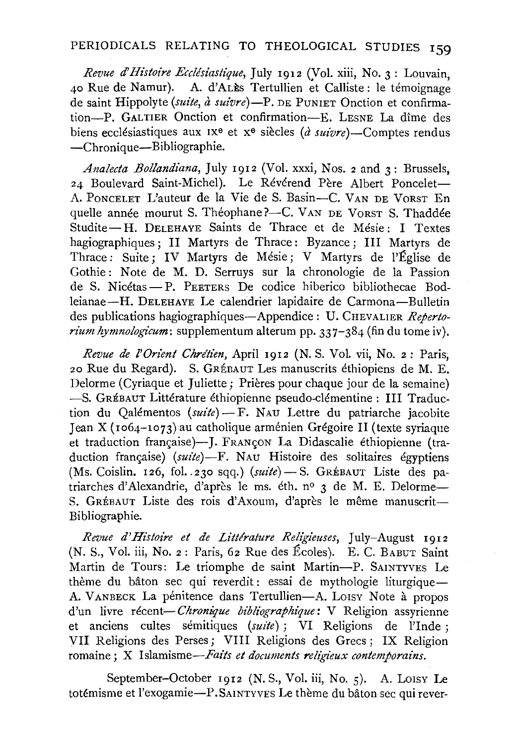*Revue d'Histoire Ecclésiastique*, July 1912 (Vol. xiii, No. 3: Louvain, 40 Rue de Namur). A. d'ALÈS Tertullien et Calliste: le témoignage de saint Hippolyte (*suite, à suivre*)—P. DE PUNIET Onction et confirmation—P. GALTIER Onction et confirmation—E. LESNE La dîme des biens ecclésiastiques aux IXe et Xe siècles (*à suivre*)—Comptes rendus—Chronique—Bibliographie.

*Analecta Bollandiana*, July 1912 (Vol. xxxi, Nos. 2 and 3: Brussels, 24 Boulevard Saint-Michel). Le Révérend Père Albert Poncelet—A. PONCELET L'auteur de la Vie de S. Basin—C. VAN DE VORST En quelle année mourut S. Théophane?—C. VAN DE VORST S. Thaddée Studite—H. DELEHAYE Saints de Thrace et de Mésie: I Textes hagiographiques; II Martyrs de Thrace: Byzance; III Martyrs de Thrace: Suite; IV Martyrs de Mésie; V Martyrs de l'Église de Gothie: Note de M. D. Serruys sur la chronologie de la Passion de S. Nicétas—P. PEETERS De codice hiberico bibliothecae Bodleianae—H. DELEHAYE Le calendrier lapidaire de Carmona—Bulletin des publications hagiographiques—Appendice: U. CHEVALIER *Repertorium hymnologicum*: supplementum alterum pp. 337–384 (fin du tome iv).

*Revue de l'Orient Chrétien*, April 1912 (N. S. Vol. vii, No. 2: Paris, 20 Rue du Regard). S. GRÉBAUT Les manuscrits éthiopiens de M. E. Delorme (Cyriaque et Juliette; Prières pour chaque jour de la semaine)—S. GRÉBAUT Littérature éthiopienne pseudo-clémentine: III Traduction du Qalémentos (*suite*)—F. NAU Lettre du patriarche jacobite Jean X (1064–1073) au catholique arménien Grégoire II (texte syriaque et traduction française)—J. FRANÇON La Didascalie éthiopienne (traduction française) (*suite*)—F. NAU Histoire des solitaires égyptiens (Ms. Coislin. 126, fol. 230 sqq.) (*suite*)—S. GRÉBAUT Liste des patriarches d'Alexandrie, d'après le ms. éth. no 3 de M. E. Delorme—S. GRÉBAUT Liste des rois d'Axoum, d'après le même manuscrit—Bibliographie.

*Revue d'Histoire et de Littérature Religieuses*, July–August 1912 (N. S., Vol. iii, No. 2: Paris, 62 Rue des Écoles). E. C. BABUT Saint Martin de Tours: Le triomphe de saint Martin—P. SAINTYVES Le thème du bâton sec qui reverdit: essai de mythologie liturgique—A. VANBECK La pénitence dans Tertullien—A. LOISY Note à propos d'un livre récent—*Chronique bibliographique*: V Religion assyrienne et anciens cultes sémitiques (*suite*); VI Religions de l'Inde; VII Religions des Perses; VIII Religions des Grecs; IX Religion romaine; X Islamisme—*Faits et documents religieux contemporains*.

September–October 1912 (N. S., Vol. iii, No. 5). A. LOISY Le totémisme et l'exogamie—P. SAINTYVES Le thème du bâton sec qui rever-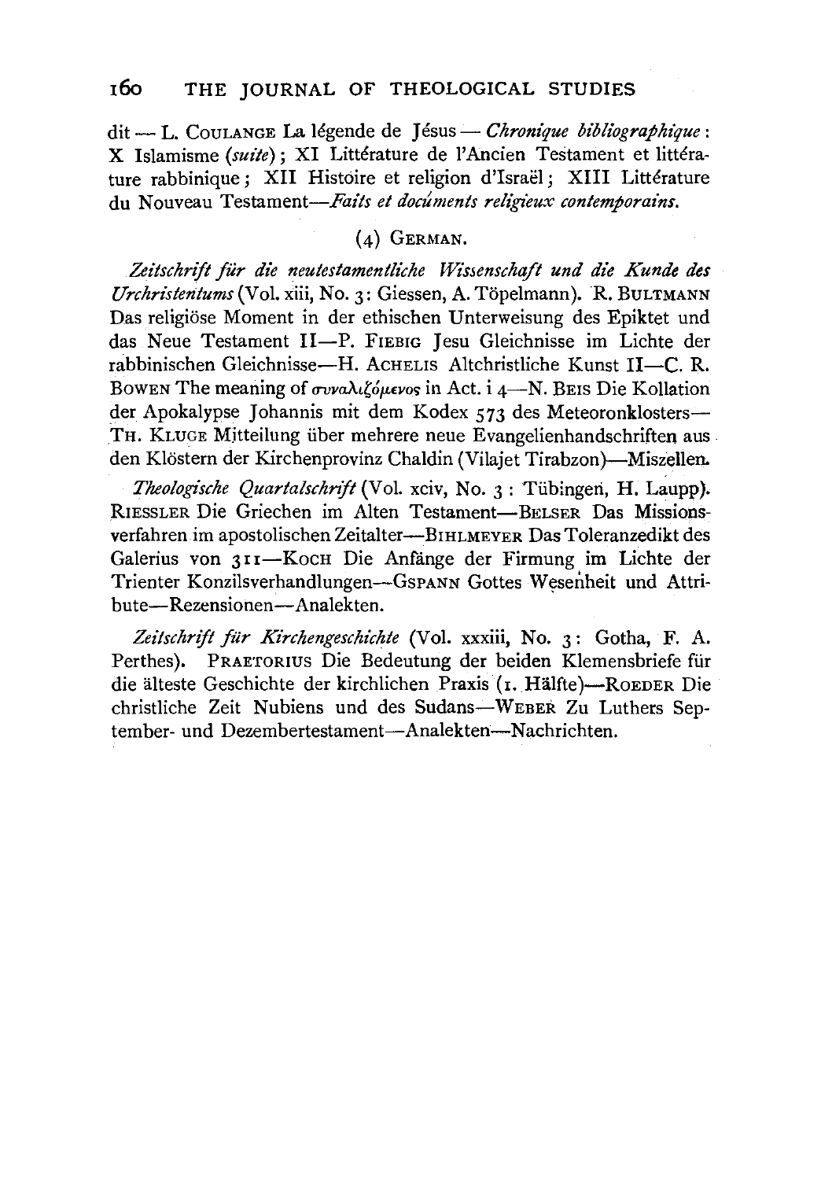dit — L. COULANGE La légende de Jésus — *Chronique bibliographique*: X Islamisme (*suite*); XI Littérature de l'Ancien Testament et littérature rabbinique; XII Histoire et religion d'Israël; XIII Littérature du Nouveau Testament—*Faits et documents religieux contemporains.*

### (4) GERMAN.

*Zeitschrift für die neutestamentliche Wissenschaft und die Kunde des Urchristentums* (Vol. xiii, No. 3: Giessen, A. Töpelmann). R. BULTMANN Das religiöse Moment in der ethischen Unterweisung des Epiktet und das Neue Testament II—P. FIEBIG Jesu Gleichnisse im Lichte der rabbinischen Gleichnisse—H. ACHELIS Altchristliche Kunst II—C. R. BOWEN The meaning of συναλιζόμενος in Act. i 4—N. BEIS Die Kollation der Apokalypse Johannis mit dem Kodex 573 des Meteoronklosters—TH. KLUGE Mitteilung über mehrere neue Evangelienhandschriften aus den Klöstern der Kirchenprovinz Chaldin (Vilajet Tirabzon)—Miszellen.

*Theologische Quartalschrift* (Vol. xciv, No. 3: Tübingen, H. Laupp). RIESSLER Die Griechen im Alten Testament—BELSER Das Missionsverfahren im apostolischen Zeitalter—BIHLMEYER Das Toleranzedikt des Galerius von 311—KOCH Die Anfänge der Firmung im Lichte der Trienter Konzilsverhandlungen—GSPANN Gottes Wesenheit und Attribute—Rezensionen—Analekten.

*Zeitschrift für Kirchengeschichte* (Vol. xxxiii, No. 3: Gotha, F. A. Perthes). PRAETORIUS Die Bedeutung der beiden Klemensbriefe für die älteste Geschichte der kirchlichen Praxis (1. Hälfte)—ROEDER Die christliche Zeit Nubiens und des Sudans—WEBER Zu Luthers September- und Dezembertestament—Analekten—Nachrichten.